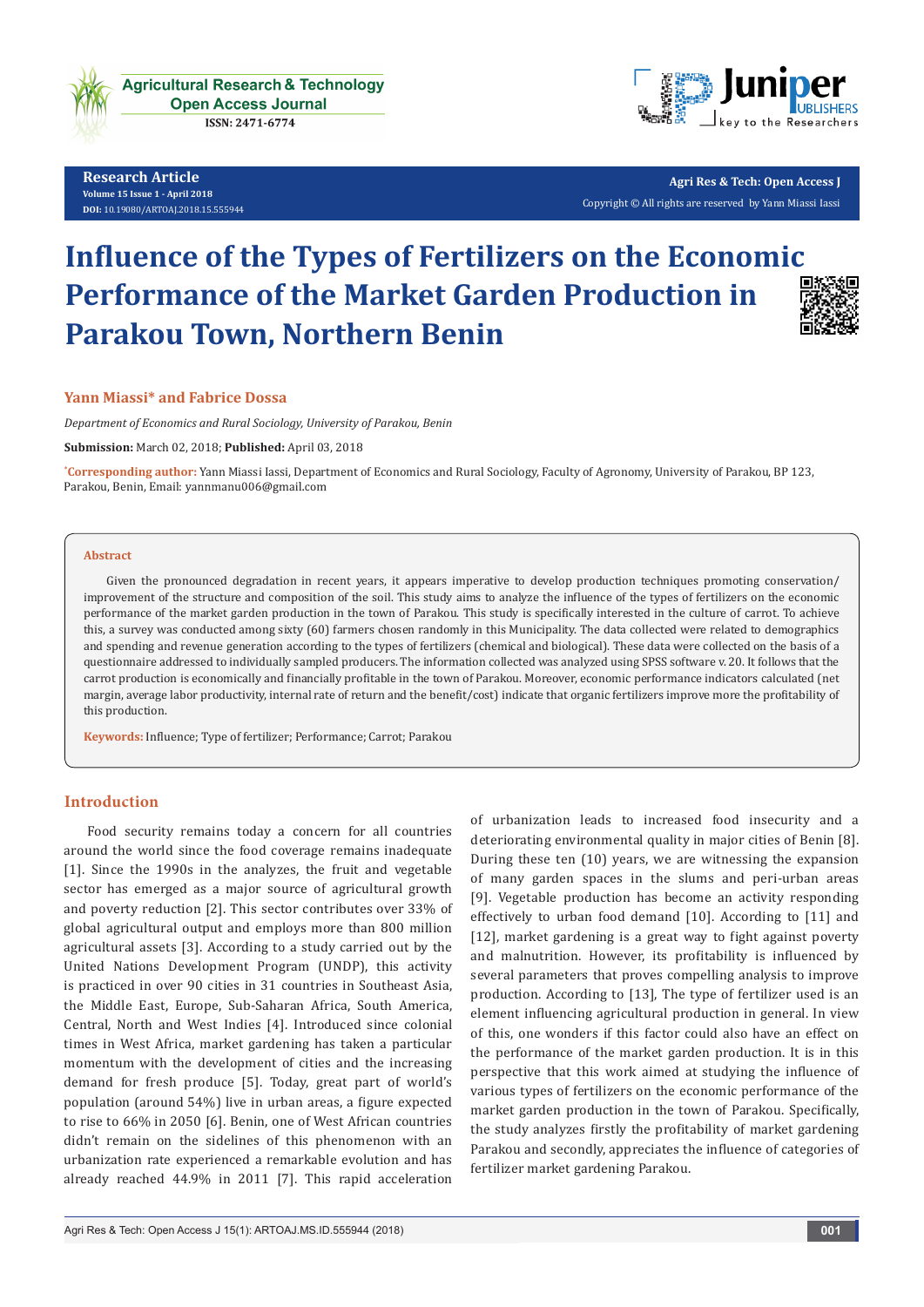Research Article
Volume 15 Issue 1 - April 2018
DOI: 10.19080/ARTOAJ.2018.15.555944

Copyright © All rights are reserved by Yann Miassi Iassi

# Influence of the Types of Fertilizers on the Economic Performance of the Market Garden Production in Parakou Town, Northern Benin

**Yann Miassi\* and Fabrice Dossa**

*Department of Economics and Rural Sociology, University of Parakou, Benin*

**Submission:** March 02, 2018; **Published:** April 03, 2018

\*Corresponding author: Yann Miassi Iassi, Department of Economics and Rural Sociology, Faculty of Agronomy, University of Parakou, BP 123, Parakou, Benin, Email: yannmanu006@gmail.com

## Abstract

Given the pronounced degradation in recent years, it appears imperative to develop production techniques promoting conservation/improvement of the structure and composition of the soil. This study aims to analyze the influence of the types of fertilizers on the economic performance of the market garden production in the town of Parakou. This study is specifically interested in the culture of carrot. To achieve this, a survey was conducted among sixty (60) farmers chosen randomly in this Municipality. The data collected were related to demographics and spending and revenue generation according to the types of fertilizers (chemical and biological). These data were collected on the basis of a questionnaire addressed to individually sampled producers. The information collected was analyzed using SPSS software v. 20. It follows that the carrot production is economically and financially profitable in the town of Parakou. Moreover, economic performance indicators calculated (net margin, average labor productivity, internal rate of return and the benefit/cost) indicate that organic fertilizers improve more the profitability of this production.

**Keywords:** Influence; Type of fertilizer; Performance; Carrot; Parakou

## Introduction

Food security remains today a concern for all countries around the world since the food coverage remains inadequate [1]. Since the 1990s in the analyzes, the fruit and vegetable sector has emerged as a major source of agricultural growth and poverty reduction [2]. This sector contributes over 33% of global agricultural output and employs more than 800 million agricultural assets [3]. According to a study carried out by the United Nations Development Program (UNDP), this activity is practiced in over 90 cities in 31 countries in Southeast Asia, the Middle East, Europe, Sub-Saharan Africa, South America, Central, North and West Indies [4]. Introduced since colonial times in West Africa, market gardening has taken a particular momentum with the development of cities and the increasing demand for fresh produce [5]. Today, great part of world's population (around 54%) live in urban areas, a figure expected to rise to 66% in 2050 [6]. Benin, one of West African countries didn't remain on the sidelines of this phenomenon with an urbanization rate experienced a remarkable evolution and has already reached 44.9% in 2011 [7]. This rapid acceleration of urbanization leads to increased food insecurity and a deteriorating environmental quality in major cities of Benin [8]. During these ten (10) years, we are witnessing the expansion of many garden spaces in the slums and peri-urban areas [9]. Vegetable production has become an activity responding effectively to urban food demand [10]. According to [11] and [12], market gardening is a great way to fight against poverty and malnutrition. However, its profitability is influenced by several parameters that proves compelling analysis to improve production. According to [13], The type of fertilizer used is an element influencing agricultural production in general. In view of this, one wonders if this factor could also have an effect on the performance of the market garden production. It is in this perspective that this work aimed at studying the influence of various types of fertilizers on the economic performance of the market garden production in the town of Parakou. Specifically, the study analyzes firstly the profitability of market gardening Parakou and secondly, appreciates the influence of categories of fertilizer market gardening Parakou.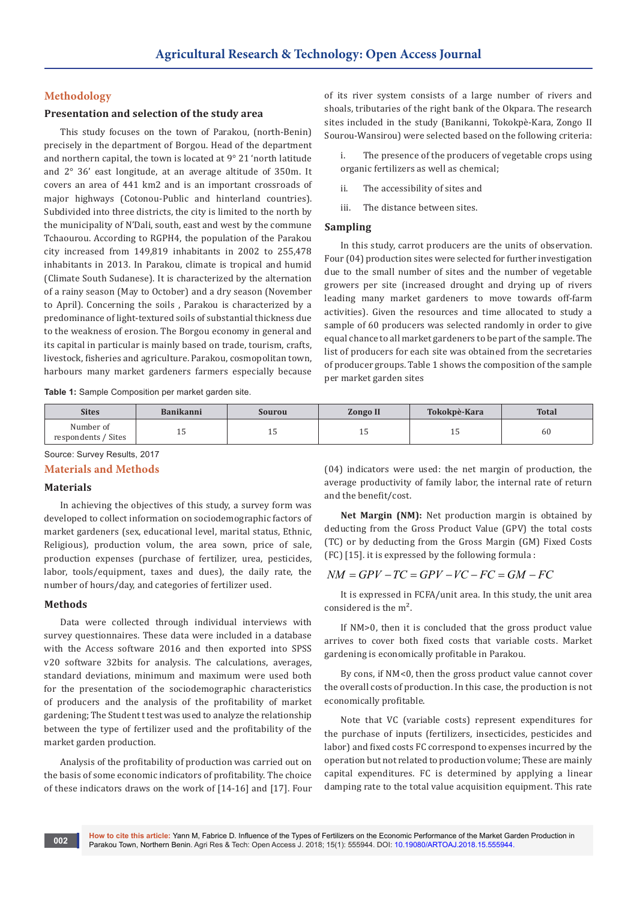## Methodology

### Presentation and selection of the study area

This study focuses on the town of Parakou, (north-Benin) precisely in the department of Borgou. Head of the department and northern capital, the town is located at 9° 21 'north latitude and 2° 36' east longitude, at an average altitude of 350m. It covers an area of 441 km2 and is an important crossroads of major highways (Cotonou-Public and hinterland countries). Subdivided into three districts, the city is limited to the north by the municipality of N'Dali, south, east and west by the commune Tchaourou. According to RGPH4, the population of the Parakou city increased from 149,819 inhabitants in 2002 to 255,478 inhabitants in 2013. In Parakou, climate is tropical and humid (Climate South Sudanese). It is characterized by the alternation of a rainy season (May to October) and a dry season (November to April). Concerning the soils , Parakou is characterized by a predominance of light-textured soils of substantial thickness due to the weakness of erosion. The Borgou economy in general and its capital in particular is mainly based on trade, tourism, crafts, livestock, fisheries and agriculture. Parakou, cosmopolitan town, harbours many market gardeners farmers especially because of its river system consists of a large number of rivers and shoals, tributaries of the right bank of the Okpara. The research sites included in the study (Banikanni, Tokokpè-Kara, Zongo II Sourou-Wansirou) were selected based on the following criteria:

i. The presence of the producers of vegetable crops using organic fertilizers as well as chemical;

ii. The accessibility of sites and

iii. The distance between sites.

### Sampling

In this study, carrot producers are the units of observation. Four (04) production sites were selected for further investigation due to the small number of sites and the number of vegetable growers per site (increased drought and drying up of rivers leading many market gardeners to move towards off-farm activities). Given the resources and time allocated to study a sample of 60 producers was selected randomly in order to give equal chance to all market gardeners to be part of the sample. The list of producers for each site was obtained from the secretaries of producer groups. Table 1 shows the composition of the sample per market garden sites

**Table 1:** Sample Composition per market garden site.

| Sites | Banikanni | Sourou | Zongo II | Tokokpè-Kara | Total |
|---|---|---|---|---|---|
| Number of respondents / Sites | 15 | 15 | 15 | 15 | 60 |

Source: Survey Results, 2017

## Materials and Methods

### Materials

In achieving the objectives of this study, a survey form was developed to collect information on sociodemographic factors of market gardeners (sex, educational level, marital status, Ethnic, Religious), production volum, the area sown, price of sale, production expenses (purchase of fertilizer, urea, pesticides, labor, tools/equipment, taxes and dues), the daily rate, the number of hours/day, and categories of fertilizer used.

### Methods

Data were collected through individual interviews with survey questionnaires. These data were included in a database with the Access software 2016 and then exported into SPSS v20 software 32bits for analysis. The calculations, averages, standard deviations, minimum and maximum were used both for the presentation of the sociodemographic characteristics of producers and the analysis of the profitability of market gardening; The Student t test was used to analyze the relationship between the type of fertilizer used and the profitability of the market garden production.

Analysis of the profitability of production was carried out on the basis of some economic indicators of profitability. The choice of these indicators draws on the work of [14-16] and [17]. Four (04) indicators were used: the net margin of production, the average productivity of family labor, the internal rate of return and the benefit/cost.

**Net Margin (NM):** Net production margin is obtained by deducting from the Gross Product Value (GPV) the total costs (TC) or by deducting from the Gross Margin (GM) Fixed Costs (FC) [15]. it is expressed by the following formula :

$$NM = GPV - TC = GPV - VC - FC = GM - FC$$

It is expressed in FCFA/unit area. In this study, the unit area considered is the m².

If NM>0, then it is concluded that the gross product value arrives to cover both fixed costs that variable costs. Market gardening is economically profitable in Parakou.

By cons, if NM<0, then the gross product value cannot cover the overall costs of production. In this case, the production is not economically profitable.

Note that VC (variable costs) represent expenditures for the purchase of inputs (fertilizers, insecticides, pesticides and labor) and fixed costs FC correspond to expenses incurred by the operation but not related to production volume; These are mainly capital expenditures. FC is determined by applying a linear damping rate to the total value acquisition equipment. This rate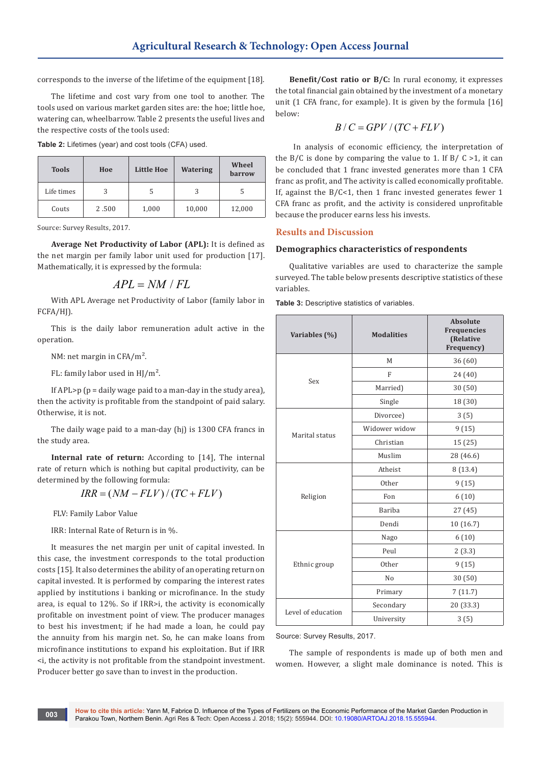corresponds to the inverse of the lifetime of the equipment [18].

The lifetime and cost vary from one tool to another. The tools used on various market garden sites are: the hoe; little hoe, watering can, wheelbarrow. Table 2 presents the useful lives and the respective costs of the tools used:

**Table 2:** Lifetimes (year) and cost tools (CFA) used.

| Tools | Hoe | Little Hoe | Watering | Wheel barrow |
|---|---|---|---|---|
| Life times | 3 | 5 | 3 | 5 |
| Couts | 2 .500 | 1,000 | 10,000 | 12,000 |

Source: Survey Results, 2017.

**Average Net Productivity of Labor (APL):** It is defined as the net margin per family labor unit used for production [17]. Mathematically, it is expressed by the formula:

$$APL = NM / FL$$

With APL Average net Productivity of Labor (family labor in FCFA/HJ).

This is the daily labor remuneration adult active in the operation.

NM: net margin in CFA/m².

FL: family labor used in HJ/m².

If APL>p (p = daily wage paid to a man-day in the study area), then the activity is profitable from the standpoint of paid salary. Otherwise, it is not.

The daily wage paid to a man-day (hj) is 1300 CFA francs in the study area.

**Internal rate of return:** According to [14], The internal rate of return which is nothing but capital productivity, can be determined by the following formula:

$$IRR = (NM - FLV) / (TC + FLV)$$

FLV: Family Labor Value

IRR: Internal Rate of Return is in %.

It measures the net margin per unit of capital invested. In this case, the investment corresponds to the total production costs [15]. It also determines the ability of an operating return on capital invested. It is performed by comparing the interest rates applied by institutions i banking or microfinance. In the study area, is equal to 12%. So if IRR>i, the activity is economically profitable on investment point of view. The producer manages to best his investment; if he had made a loan, he could pay the annuity from his margin net. So, he can make loans from microfinance institutions to expand his exploitation. But if IRR <i, the activity is not profitable from the standpoint investment. Producer better go save than to invest in the production.

**Benefit/Cost ratio or B/C:** In rural economy, it expresses the total financial gain obtained by the investment of a monetary unit (1 CFA franc, for example). It is given by the formula [16] below:

$$B / C = GPV / (TC + FLV)$$

In analysis of economic efficiency, the interpretation of the B/C is done by comparing the value to 1. If B/ C >1, it can be concluded that 1 franc invested generates more than 1 CFA franc as profit, and The activity is called economically profitable. If, against the B/C<1, then 1 franc invested generates fewer 1 CFA franc as profit, and the activity is considered unprofitable because the producer earns less his invests.

## Results and Discussion

### Demographics characteristics of respondents

Qualitative variables are used to characterize the sample surveyed. The table below presents descriptive statistics of these variables.

**Table 3:** Descriptive statistics of variables.

| Variables (%) | Modalities | Absolute Frequencies (Relative Frequency) |
|---|---|---|
| Sex | M | 36 (60) |
| | F | 24 (40) |
| | Married) | 30 (50) |
| | Single | 18 (30) |
| Marital status | Divorcee) | 3 (5) |
| | Widower widow | 9 (15) |
| | Christian | 15 (25) |
| | Muslim | 28 (46.6) |
| Religion | Atheist | 8 (13.4) |
| | Other | 9 (15) |
| | Fon | 6 (10) |
| | Bariba | 27 (45) |
| | Dendi | 10 (16.7) |
| Ethnic group | Nago | 6 (10) |
| | Peul | 2 (3.3) |
| | Other | 9 (15) |
| | No | 30 (50) |
| | Primary | 7 (11.7) |
| Level of education | Secondary | 20 (33.3) |
| | University | 3 (5) |

Source: Survey Results, 2017.

The sample of respondents is made up of both men and women. However, a slight male dominance is noted. This is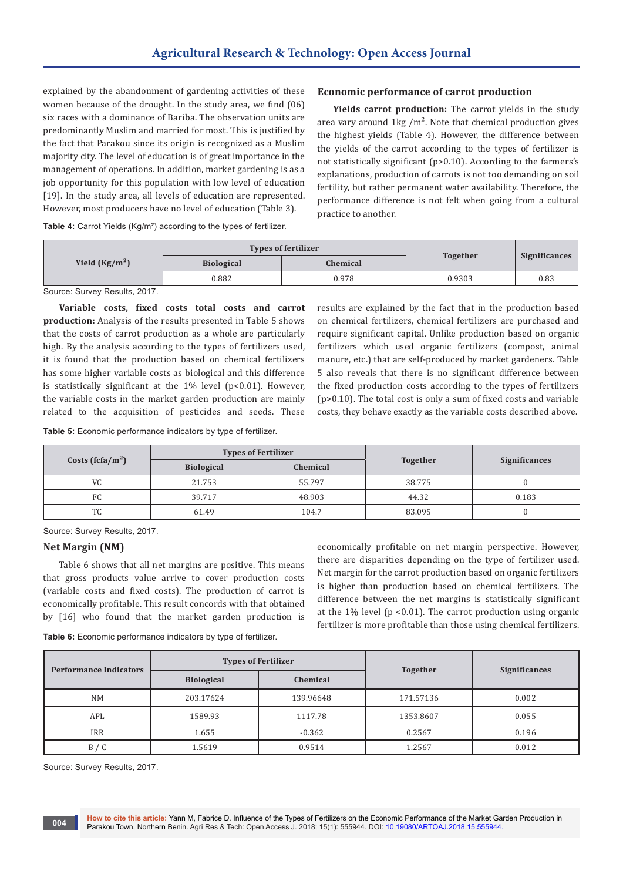explained by the abandonment of gardening activities of these women because of the drought. In the study area, we find (06) six races with a dominance of Bariba. The observation units are predominantly Muslim and married for most. This is justified by the fact that Parakou since its origin is recognized as a Muslim majority city. The level of education is of great importance in the management of operations. In addition, market gardening is as a job opportunity for this population with low level of education [19]. In the study area, all levels of education are represented. However, most producers have no level of education (Table 3).

## Economic performance of carrot production

**Yields carrot production:** The carrot yields in the study area vary around 1kg /m$^2$. Note that chemical production gives the highest yields (Table 4). However, the difference between the yields of the carrot according to the types of fertilizer is not statistically significant ($p>0.10$). According to the farmers's explanations, production of carrots is not too demanding on soil fertility, but rather permanent water availability. Therefore, the performance difference is not felt when going from a cultural practice to another.

**Table 4:** Carrot Yields (Kg/m²) according to the types of fertilizer.

| Yield (Kg/m$^2$) | Types of fertilizer | | Together | Significances |
|---|---|---|---|---|
| | Biological | Chemical | | |
| | 0.882 | 0.978 | 0.9303 | 0.83 |

Source: Survey Results, 2017.

**Variable costs, fixed costs total costs and carrot production:** Analysis of the results presented in Table 5 shows that the costs of carrot production as a whole are particularly high. By the analysis according to the types of fertilizers used, it is found that the production based on chemical fertilizers has some higher variable costs as biological and this difference is statistically significant at the 1% level ($p<0.01$). However, the variable costs in the market garden production are mainly related to the acquisition of pesticides and seeds. These results are explained by the fact that in the production based on chemical fertilizers, chemical fertilizers are purchased and require significant capital. Unlike production based on organic fertilizers which used organic fertilizers (compost, animal manure, etc.) that are self-produced by market gardeners. Table 5 also reveals that there is no significant difference between the fixed production costs according to the types of fertilizers ($p>0.10$). The total cost is only a sum of fixed costs and variable costs, they behave exactly as the variable costs described above.

**Table 5:** Economic performance indicators by type of fertilizer.

| Costs (fcfa/m$^2$) | Types of Fertilizer | | Together | Significances |
|---|---|---|---|---|
| | Biological | Chemical | | |
| VC | 21.753 | 55.797 | 38.775 | 0 |
| FC | 39.717 | 48.903 | 44.32 | 0.183 |
| TC | 61.49 | 104.7 | 83.095 | 0 |

Source: Survey Results, 2017.

## Net Margin (NM)

Table 6 shows that all net margins are positive. This means that gross products value arrive to cover production costs (variable costs and fixed costs). The production of carrot is economically profitable. This result concords with that obtained by [16] who found that the market garden production is economically profitable on net margin perspective. However, there are disparities depending on the type of fertilizer used. Net margin for the carrot production based on organic fertilizers is higher than production based on chemical fertilizers. The difference between the net margins is statistically significant at the 1% level ($p<0.01$). The carrot production using organic fertilizer is more profitable than those using chemical fertilizers.

**Table 6:** Economic performance indicators by type of fertilizer.

| Performance Indicators | Types of Fertilizer | | Together | Significances |
|---|---|---|---|---|
| | Biological | Chemical | | |
| NM | 203.17624 | 139.96648 | 171.57136 | 0.002 |
| APL | 1589.93 | 1117.78 | 1353.8607 | 0.055 |
| IRR | 1.655 | -0.362 | 0.2567 | 0.196 |
| B / C | 1.5619 | 0.9514 | 1.2567 | 0.012 |

Source: Survey Results, 2017.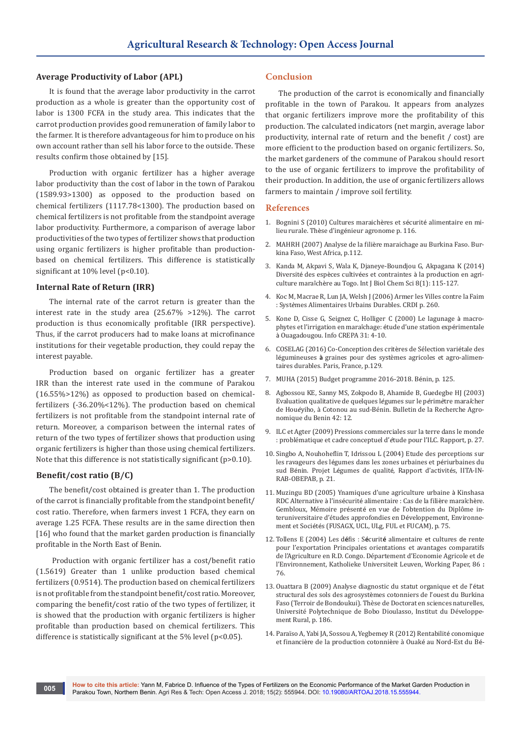### Average Productivity of Labor (APL)

It is found that the average labor productivity in the carrot production as a whole is greater than the opportunity cost of labor is 1300 FCFA in the study area. This indicates that the carrot production provides good remuneration of family labor to the farmer. It is therefore advantageous for him to produce on his own account rather than sell his labor force to the outside. These results confirm those obtained by [15].

Production with organic fertilizer has a higher average labor productivity than the cost of labor in the town of Parakou (1589.93>1300) as opposed to the production based on chemical fertilizers (1117.78<1300). The production based on chemical fertilizers is not profitable from the standpoint average labor productivity. Furthermore, a comparison of average labor productivities of the two types of fertilizer shows that production using organic fertilizers is higher profitable than production-based on chemical fertilizers. This difference is statistically significant at 10% level ($p<0.10$).

### Internal Rate of Return (IRR)

The internal rate of the carrot return is greater than the interest rate in the study area (25.67% >12%). The carrot production is thus economically profitable (IRR perspective). Thus, if the carrot producers had to make loans at microfinance institutions for their vegetable production, they could repay the interest payable.

Production based on organic fertilizer has a greater IRR than the interest rate used in the commune of Parakou (16.55%>12%) as opposed to production based on chemical-fertilizers (-36.20%<12%). The production based on chemical fertilizers is not profitable from the standpoint internal rate of return. Moreover, a comparison between the internal rates of return of the two types of fertilizer shows that production using organic fertilizers is higher than those using chemical fertilizers. Note that this difference is not statistically significant ($p>0.10$).

### Benefit/cost ratio (B/C)

The benefit/cost obtained is greater than 1. The production of the carrot is financially profitable from the standpoint benefit/cost ratio. Therefore, when farmers invest 1 FCFA, they earn on average 1.25 FCFA. These results are in the same direction then [16] who found that the market garden production is financially profitable in the North East of Benin.

Production with organic fertilizer has a cost/benefit ratio (1.5619) Greater than 1 unlike production based chemical fertilizers (0.9514). The production based on chemical fertilizers is not profitable from the standpoint benefit/cost ratio. Moreover, comparing the benefit/cost ratio of the two types of fertilizer, it is showed that the production with organic fertilizers is higher profitable than production based on chemical fertilizers. This difference is statistically significant at the 5% level ($p<0.05$).

## Conclusion

The production of the carrot is economically and financially profitable in the town of Parakou. It appears from analyzes that organic fertilizers improve more the profitability of this production. The calculated indicators (net margin, average labor productivity, internal rate of return and the benefit / cost) are more efficient to the production based on organic fertilizers. So, the market gardeners of the commune of Parakou should resort to the use of organic fertilizers to improve the profitability of their production. In addition, the use of organic fertilizers allows farmers to maintain / improve soil fertility.

## References

1. Bognini S (2010) Cultures maraichères et sécurité alimentaire en milieu rurale. Thèse d'ingénieur agronome p. 116.
2. MAHRH (2007) Analyse de la filière maraichage au Burkina Faso. Burkina Faso, West Africa, p.112.
3. Kanda M, Akpavi S, Wala K, Djaneye-Boundjou G, Akpagana K (2014) Diversité des espèces cultivées et contraintes à la production en agriculture maraîchère au Togo. Int J Biol Chem Sci 8(1): 115-127.
4. Koc M, Macrae R, Lun JA, Welsh J (2006) Armer les Villes contre la Faim : Systèmes Alimentaires Urbains Durables. CRDI p. 260.
5. Kone D, Cisse G, Seignez C, Holliger C (2000) Le lagunage à macrophytes et l'irrigation en maraîchage: étude d'une station expérimentale à Ouagadougou. Info CREPA 31: 4-10.
6. COSELAG (2016) Co-Conception des critères de Sélection variétale des légumineuses **à** graines pour des systèmes agricoles et agro-alimentaires durables. Paris, France, p.129.
7. MUHA (2015) Budget programme 2016-2018. Bénin, p. 125.
8. Agbossou KE, Sanny MS, Zokpodo B, Ahamide B, Guedegbe HJ (2003) Evaluation qualitative de quelques légumes sur le périmètre maraîcher de Houéyiho, à Cotonou au sud-Bénin. Bulletin de la Recherche Agronomique du Benin 42: 12.
9. ILC et Agter (2009) Pressions commerciales sur la terre dans le monde : problématique et cadre conceptuel d'étude pour l'ILC. Rapport, p. 27.
10. Singbo A, Nouhoheflin T, Idrissou L (2004) Etude des perceptions sur les ravageurs des légumes dans les zones urbaines et périurbaines du sud Bénin. Projet Légumes de qualité, Rapport d'activités, IITA-INRAB-OBEPAB, p. 21.
11. Muzingu BD (2005) Ynamiques d'une agriculture urbaine à Kinshasa RDC Alternative à l'insécurité alimentaire : Cas de la filière maraîchère. Gembloux, Mémoire présenté en vue de l'obtention du Diplôme interuniversitaire d'études approfondies en Développement, Environnement et Sociétés (FUSAGX, UCL, ULg, FUL et FUCAM), p. 75.
12. Tollens E (2004) Les d**é**fis : S**é**curit**é** alimentaire et cultures de rente pour l'exportation Principales orientations et avantages comparatifs de l'Agriculture en R.D. Congo. Département d'Economie Agricole et de l'Environnement, Katholieke Universiteit Leuven, Working Paper, 86 **:** 76.
13. Ouattara B (2009) Analyse diagnostic du statut organique et de l'état structural des sols des agrosystèmes cotonniers de l'ouest du Burkina Faso (Terroir de Bondoukui). Thèse de Doctorat en sciences naturelles, Université Polytechnique de Bobo Dioulasso, Institut du Développement Rural, p. 186.
14. Paraïso A, Yabi JA, Sossou A, Yegbemey R (2012) Rentabilité conomique et financière de la production cotonnière à Ouaké au Nord-Est du Bé-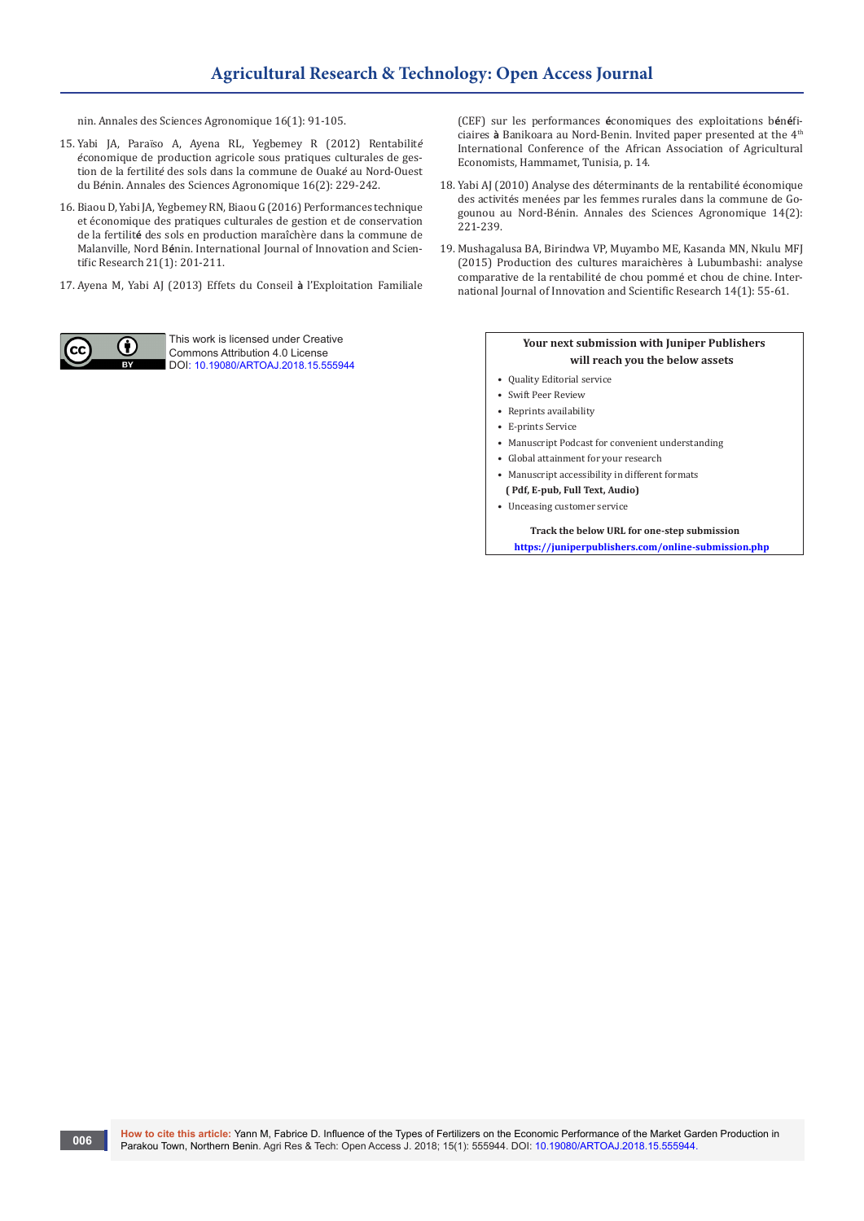nin. Annales des Sciences Agronomique 16(1): 91-105.

15. Yabi JA, Paraïso A, Ayena RL, Yegbemey R (2012) Rentabilité économique de production agricole sous pratiques culturales de gestion de la fertilité des sols dans la commune de Ouaké au Nord-Ouest du Bénin. Annales des Sciences Agronomique 16(2): 229-242.

16. Biaou D, Yabi JA, Yegbemey RN, Biaou G (2016) Performances technique et économique des pratiques culturales de gestion et de conservation de la fertilité des sols en production maraîchère dans la commune de Malanville, Nord Bénin. International Journal of Innovation and Scientific Research 21(1): 201-211.

17. Ayena M, Yabi AJ (2013) Effets du Conseil à l'Exploitation Familiale (CEF) sur les performances économiques des exploitations bénéficiaires à Banikoara au Nord-Benin. Invited paper presented at the 4th International Conference of the African Association of Agricultural Economists, Hammamet, Tunisia, p. 14.

18. Yabi AJ (2010) Analyse des déterminants de la rentabilité économique des activités menées par les femmes rurales dans la commune de Gogounou au Nord-Bénin. Annales des Sciences Agronomique 14(2): 221-239.

19. Mushagalusa BA, Birindwa VP, Muyambo ME, Kasanda MN, Nkulu MFJ (2015) Production des cultures maraichères à Lubumbashi: analyse comparative de la rentabilité de chou pommé et chou de chine. International Journal of Innovation and Scientific Research 14(1): 55-61.

This work is licensed under Creative Commons Attribution 4.0 License
DOI: 10.19080/ARTOAJ.2018.15.555944

**Your next submission with Juniper Publishers will reach you the below assets**

- Quality Editorial service
- Swift Peer Review
- Reprints availability
- E-prints Service
- Manuscript Podcast for convenient understanding
- Global attainment for your research
- Manuscript accessibility in different formats
  **( Pdf, E-pub, Full Text, Audio)**
- Unceasing customer service

**Track the below URL for one-step submission**
**https://juniperpublishers.com/online-submission.php**

**How to cite this article:** Yann M, Fabrice D. Influence of the Types of Fertilizers on the Economic Performance of the Market Garden Production in Parakou Town, Northern Benin. Agri Res & Tech: Open Access J. 2018; 15(1): 555944. DOI: 10.19080/ARTOAJ.2018.15.555944.